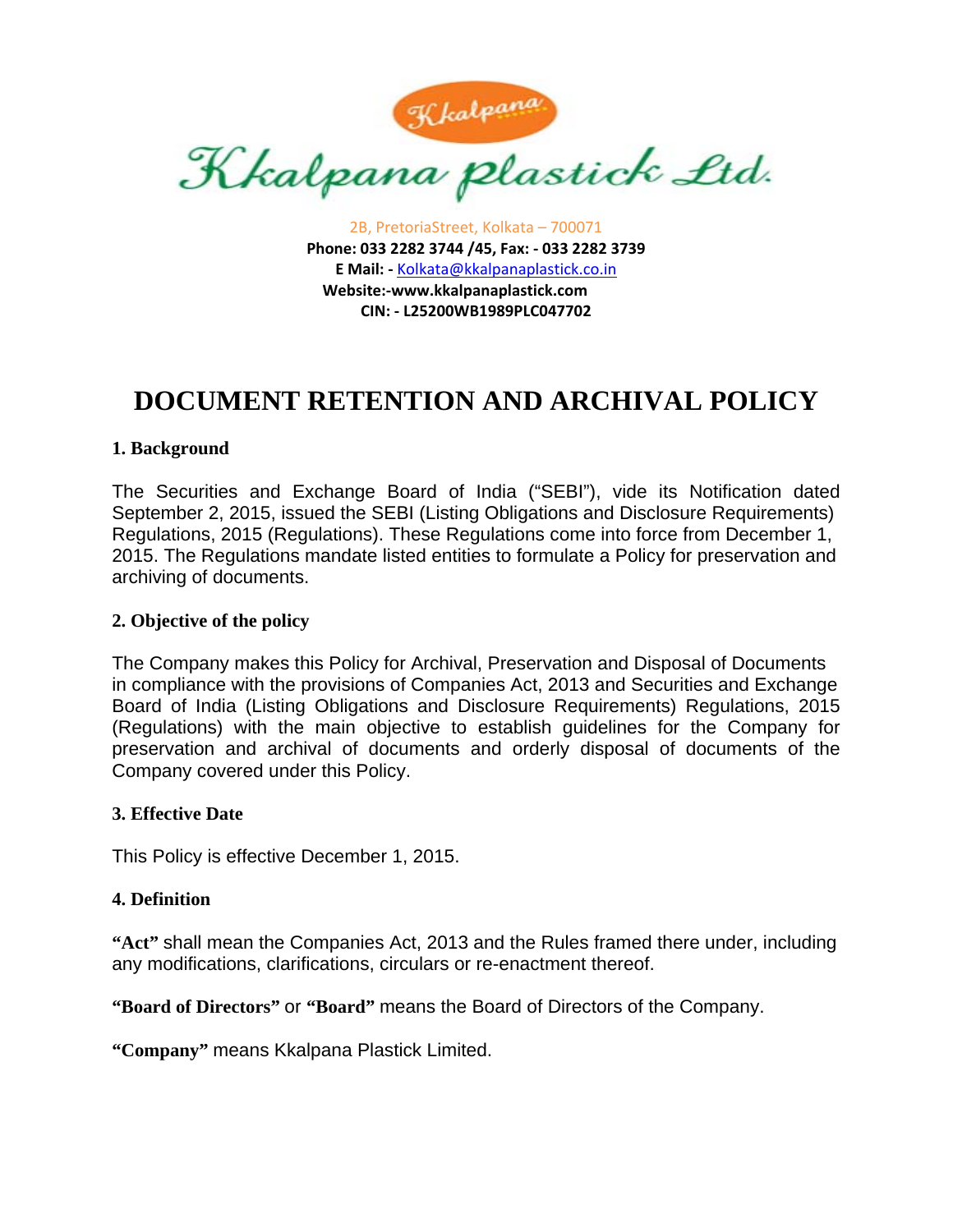# Kkalpana plastick Ltd.

2B, PretoriaStreet, Kolkata – 700071
**Phone: 033 2282 3744 /45, Fax: - 033 2282 3739**
**E Mail: -** Kolkata@kkalpanaplastick.co.in
**Website:-www.kkalpanaplastick.com**
**CIN: - L25200WB1989PLC047702**

# DOCUMENT RETENTION AND ARCHIVAL POLICY

## 1. Background

The Securities and Exchange Board of India ("SEBI"), vide its Notification dated September 2, 2015, issued the SEBI (Listing Obligations and Disclosure Requirements) Regulations, 2015 (Regulations). These Regulations come into force from December 1, 2015. The Regulations mandate listed entities to formulate a Policy for preservation and archiving of documents.

## 2. Objective of the policy

The Company makes this Policy for Archival, Preservation and Disposal of Documents in compliance with the provisions of Companies Act, 2013 and Securities and Exchange Board of India (Listing Obligations and Disclosure Requirements) Regulations, 2015 (Regulations) with the main objective to establish guidelines for the Company for preservation and archival of documents and orderly disposal of documents of the Company covered under this Policy.

## 3. Effective Date

This Policy is effective December 1, 2015.

## 4. Definition

**"Act"** shall mean the Companies Act, 2013 and the Rules framed there under, including any modifications, clarifications, circulars or re-enactment thereof.

**"Board of Directors"** or **"Board"** means the Board of Directors of the Company.

**"Company"** means Kkalpana Plastick Limited.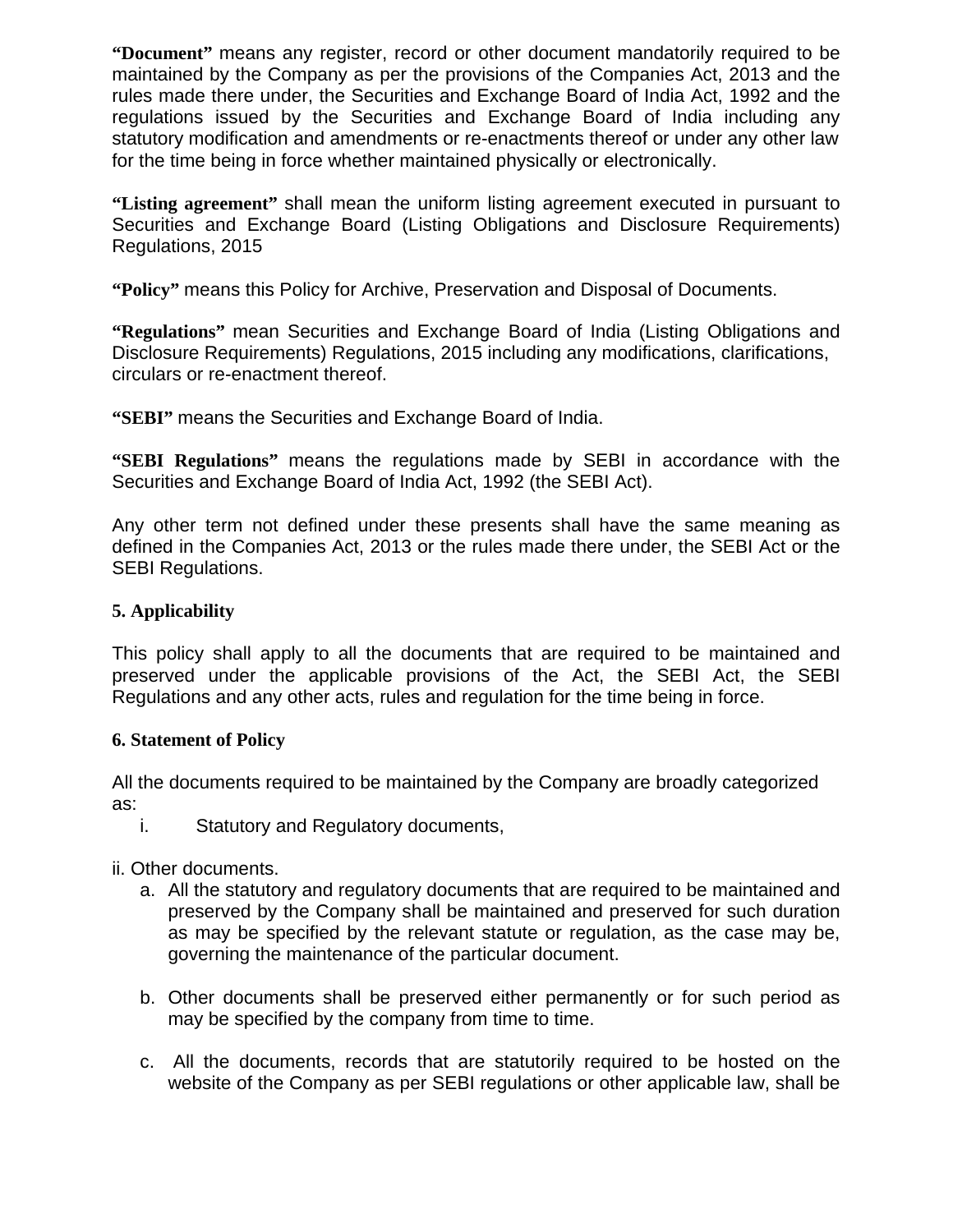**“Document”** means any register, record or other document mandatorily required to be maintained by the Company as per the provisions of the Companies Act, 2013 and the rules made there under, the Securities and Exchange Board of India Act, 1992 and the regulations issued by the Securities and Exchange Board of India including any statutory modification and amendments or re-enactments thereof or under any other law for the time being in force whether maintained physically or electronically.

**“Listing agreement”** shall mean the uniform listing agreement executed in pursuant to Securities and Exchange Board (Listing Obligations and Disclosure Requirements) Regulations, 2015

**“Policy”** means this Policy for Archive, Preservation and Disposal of Documents.

**“Regulations”** mean Securities and Exchange Board of India (Listing Obligations and Disclosure Requirements) Regulations, 2015 including any modifications, clarifications, circulars or re-enactment thereof.

**“SEBI”** means the Securities and Exchange Board of India.

**“SEBI Regulations”** means the regulations made by SEBI in accordance with the Securities and Exchange Board of India Act, 1992 (the SEBI Act).

Any other term not defined under these presents shall have the same meaning as defined in the Companies Act, 2013 or the rules made there under, the SEBI Act or the SEBI Regulations.

**5. Applicability**

This policy shall apply to all the documents that are required to be maintained and preserved under the applicable provisions of the Act, the SEBI Act, the SEBI Regulations and any other acts, rules and regulation for the time being in force.

**6. Statement of Policy**

All the documents required to be maintained by the Company are broadly categorized as:

i. Statutory and Regulatory documents,

ii. Other documents.

a. All the statutory and regulatory documents that are required to be maintained and preserved by the Company shall be maintained and preserved for such duration as may be specified by the relevant statute or regulation, as the case may be, governing the maintenance of the particular document.

b. Other documents shall be preserved either permanently or for such period as may be specified by the company from time to time.

c. All the documents, records that are statutorily required to be hosted on the website of the Company as per SEBI regulations or other applicable law, shall be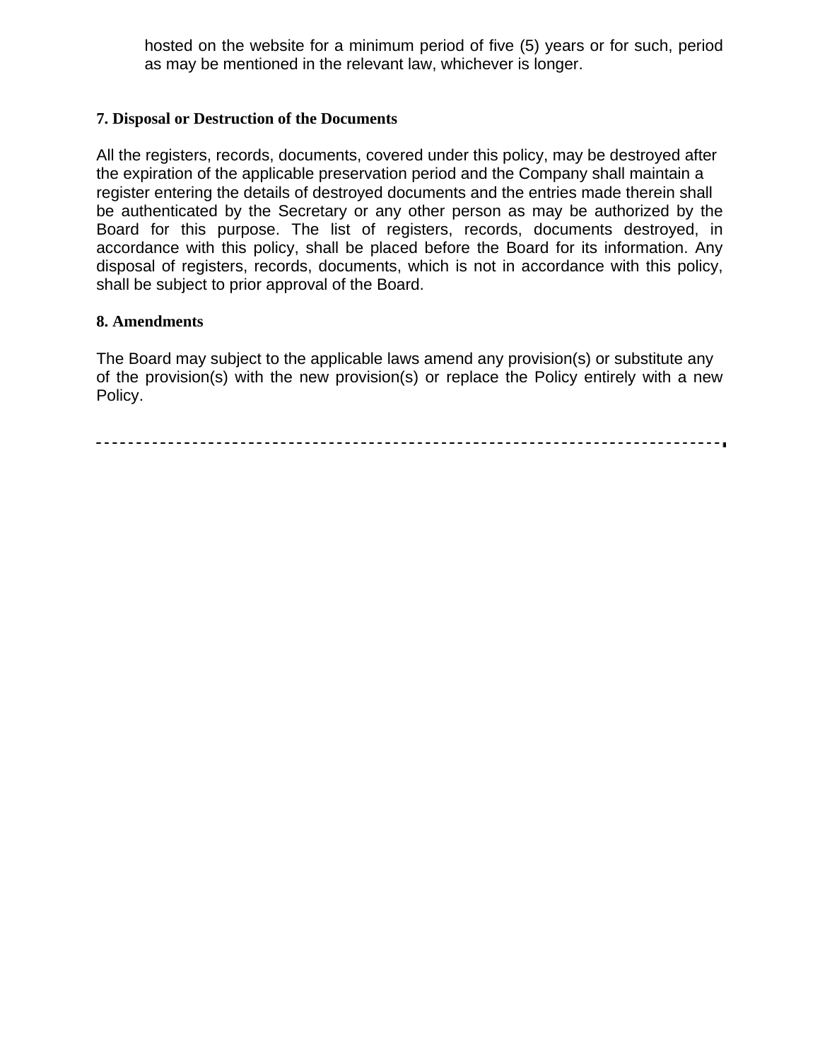hosted on the website for a minimum period of five (5) years or for such, period as may be mentioned in the relevant law, whichever is longer.

**7. Disposal or Destruction of the Documents**

All the registers, records, documents, covered under this policy, may be destroyed after the expiration of the applicable preservation period and the Company shall maintain a register entering the details of destroyed documents and the entries made therein shall be authenticated by the Secretary or any other person as may be authorized by the Board for this purpose. The list of registers, records, documents destroyed, in accordance with this policy, shall be placed before the Board for its information. Any disposal of registers, records, documents, which is not in accordance with this policy, shall be subject to prior approval of the Board.

**8. Amendments**

The Board may subject to the applicable laws amend any provision(s) or substitute any of the provision(s) with the new provision(s) or replace the Policy entirely with a new Policy.

---